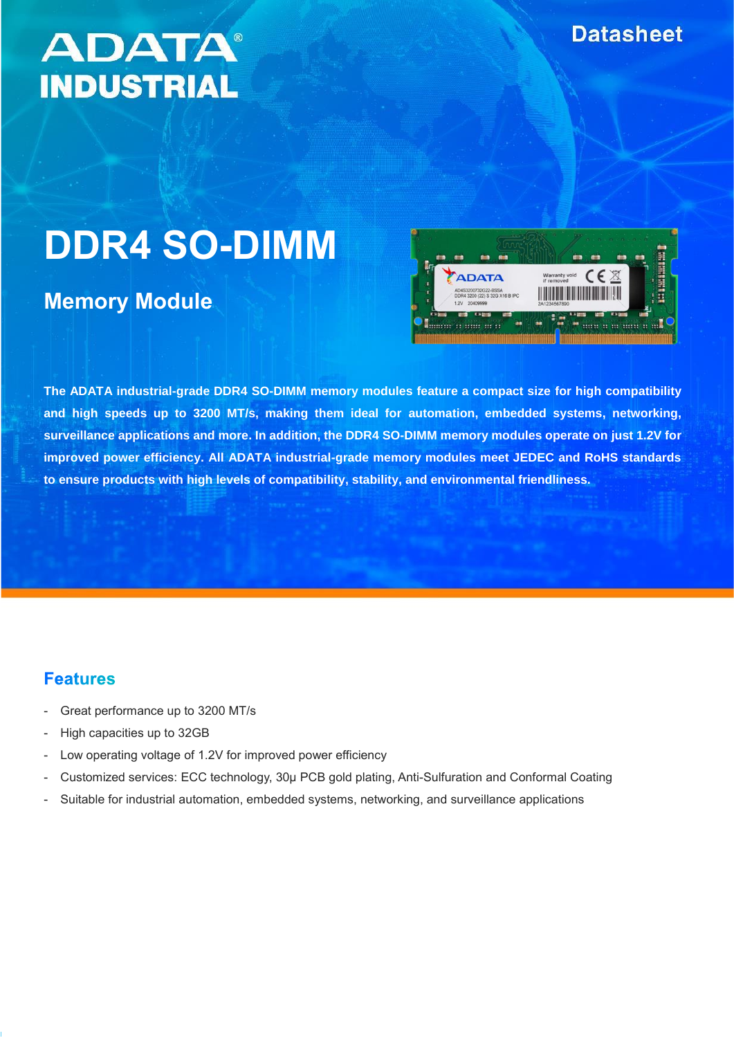ADATA® INDUSTRIAL

Datasheet

# DDR4 SO-DIMM

## Memory Module

**The ADATA industrial-grade DDR4 SO-DIMM memory modules feature a compact size for high compatibility and high speeds up to 3200 MT/s, making them ideal for automation, embedded systems, networking, surveillance applications and more. In addition, the DDR4 SO-DIMM memory modules operate on just 1.2V for improved power efficiency. All ADATA industrial-grade memory modules meet JEDEC and RoHS standards to ensure products with high levels of compatibility, stability, and environmental friendliness.**

## Features

- Great performance up to 3200 MT/s
- High capacities up to 32GB
- Low operating voltage of 1.2V for improved power efficiency
- Customized services: ECC technology, 30μ PCB gold plating, Anti-Sulfuration and Conformal Coating
- Suitable for industrial automation, embedded systems, networking, and surveillance applications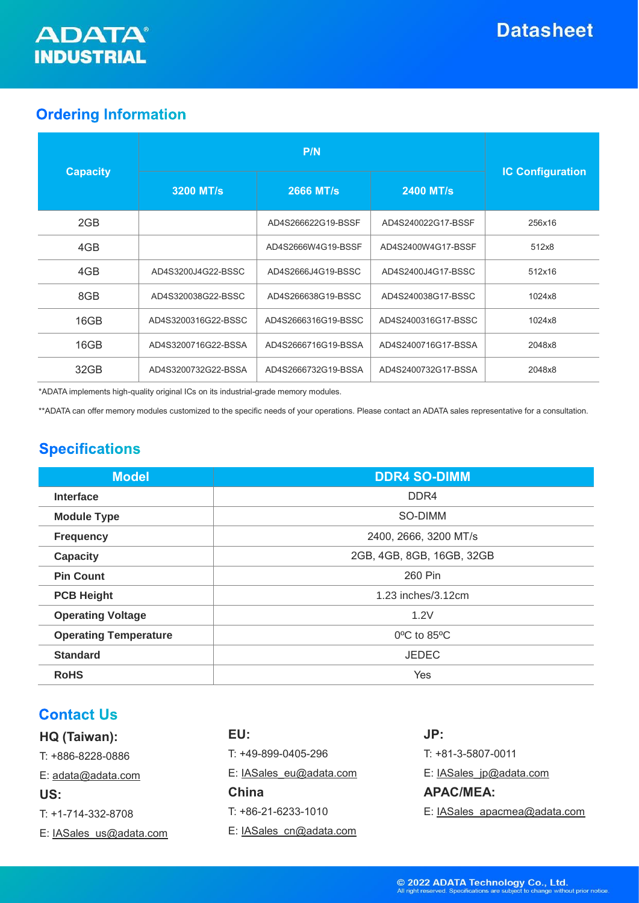## Ordering Information

| Capacity | P/N | | | IC Configuration |
|---|---|---|---|---|
| | 3200 MT/s | 2666 MT/s | 2400 MT/s | |
| 2GB | | AD4S266622G19-BSSF | AD4S240022G17-BSSF | 256x16 |
| 4GB | | AD4S2666W4G19-BSSF | AD4S2400W4G17-BSSF | 512x8 |
| 4GB | AD4S3200J4G22-BSSC | AD4S2666J4G19-BSSC | AD4S2400J4G17-BSSC | 512x16 |
| 8GB | AD4S320038G22-BSSC | AD4S266638G19-BSSC | AD4S240038G17-BSSC | 1024x8 |
| 16GB | AD4S3200316G22-BSSC | AD4S2666316G19-BSSC | AD4S2400316G17-BSSC | 1024x8 |
| 16GB | AD4S3200716G22-BSSA | AD4S2666716G19-BSSA | AD4S2400716G17-BSSA | 2048x8 |
| 32GB | AD4S3200732G22-BSSA | AD4S2666732G19-BSSA | AD4S2400732G17-BSSA | 2048x8 |

*ADATA implements high-quality original ICs on its industrial-grade memory modules.

**ADATA can offer memory modules customized to the specific needs of your operations. Please contact an ADATA sales representative for a consultation.

## Specifications

| Model | DDR4 SO-DIMM |
|---|---|
| **Interface** | DDR4 |
| **Module Type** | SO-DIMM |
| **Frequency** | 2400, 2666, 3200 MT/s |
| **Capacity** | 2GB, 4GB, 8GB, 16GB, 32GB |
| **Pin Count** | 260 Pin |
| **PCB Height** | 1.23 inches/3.12cm |
| **Operating Voltage** | 1.2V |
| **Operating Temperature** | 0ºC to 85ºC |
| **Standard** | JEDEC |
| **RoHS** | Yes |

## Contact Us

**HQ (Taiwan):**

T: +886-8228-0886

E: adata@adata.com

**US:**

T: +1-714-332-8708

E: IASales_us@adata.com

**EU:**

T: +49-899-0405-296

E: IASales_eu@adata.com

**China**

T: +86-21-6233-1010

E: IASales_cn@adata.com

**JP:**

T: +81-3-5807-0011

E: IASales_jp@adata.com

**APAC/MEA:**

E: IASales_apacmea@adata.com

© 2022 ADATA Technology Co., Ltd.
All right reserved. Specifications are subject to change without prior notice.